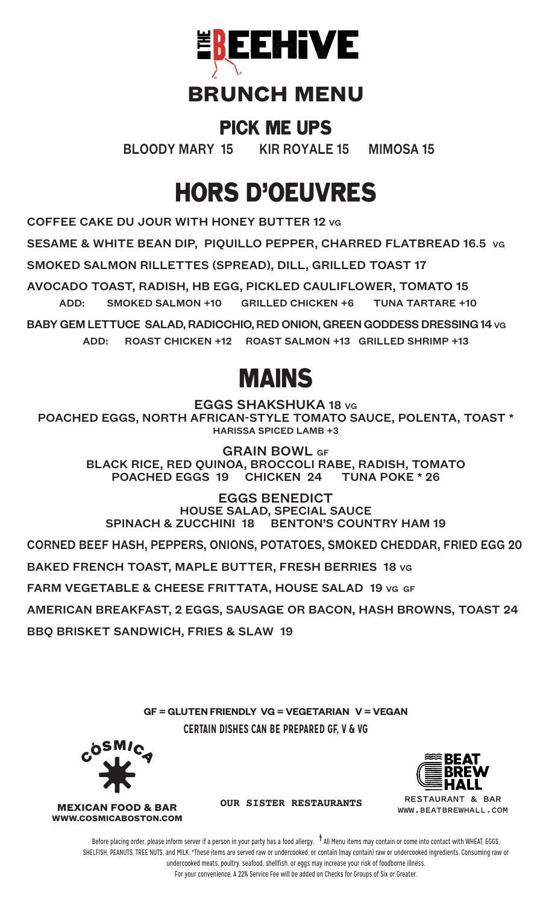# THE BEEHIVE

## BRUNCH MENU

### PICK ME UPS

BLOODY MARY 15 KIR ROYALE 15 MIMOSA 15

## HORS D'OEUVRES

COFFEE CAKE DU JOUR WITH HONEY BUTTER 12 VG

SESAME & WHITE BEAN DIP, PIQUILLO PEPPER, CHARRED FLATBREAD 16.5 VG

SMOKED SALMON RILLETTES (SPREAD), DILL, GRILLED TOAST 17

AVOCADO TOAST, RADISH, HB EGG, PICKLED CAULIFLOWER, TOMATO 15

ADD: SMOKED SALMON +10 GRILLED CHICKEN +6 TUNA TARTARE +10

BABY GEM LETTUCE SALAD, RADICCHIO, RED ONION, GREEN GODDESS DRESSING 14 VG

ADD: ROAST CHICKEN +12 ROAST SALMON +13 GRILLED SHRIMP +13

## MAINS

**EGGS SHAKSHUKA 18 VG**
POACHED EGGS, NORTH AFRICAN-STYLE TOMATO SAUCE, POLENTA, TOAST *
HARISSA SPICED LAMB +3

**GRAIN BOWL GF**
BLACK RICE, RED QUINOA, BROCCOLI RABE, RADISH, TOMATO
POACHED EGGS 19 CHICKEN 24 TUNA POKE * 26

**EGGS BENEDICT**
HOUSE SALAD, SPECIAL SAUCE
SPINACH & ZUCCHINI 18 BENTON'S COUNTRY HAM 19

CORNED BEEF HASH, PEPPERS, ONIONS, POTATOES, SMOKED CHEDDAR, FRIED EGG 20

BAKED FRENCH TOAST, MAPLE BUTTER, FRESH BERRIES 18 VG

FARM VEGETABLE & CHEESE FRITTATA, HOUSE SALAD 19 VG GF

AMERICAN BREAKFAST, 2 EGGS, SAUSAGE OR BACON, HASH BROWNS, TOAST 24

BBQ BRISKET SANDWICH, FRIES & SLAW 19

GF = GLUTEN FRIENDLY VG = VEGETARIAN V = VEGAN

CERTAIN DISHES CAN BE PREPARED GF, V & VG

COSMICA
MEXICAN FOOD & BAR
WWW.COSMICABOSTON.COM

OUR SISTER RESTAURANTS

BEAT BREW HALL
RESTAURANT & BAR
WWW.BEATBREWHALL.COM

Before placing order, please inform server if a person in your party has a food allergy. † All Menu items may contain or come into contact with WHEAT, EGGS, SHELFISH, PEANUTS, TREE NUTS, and MILK. *These items are served raw or undercooked, or contain (may contain) raw or undercooked ingredients. Consuming raw or undercooked meats, poultry, seafood, shellfish, or eggs may increase your risk of foodborne illness.
For your convenience, A 22% Service Fee will be added on Checks for Groups of Six or Greater.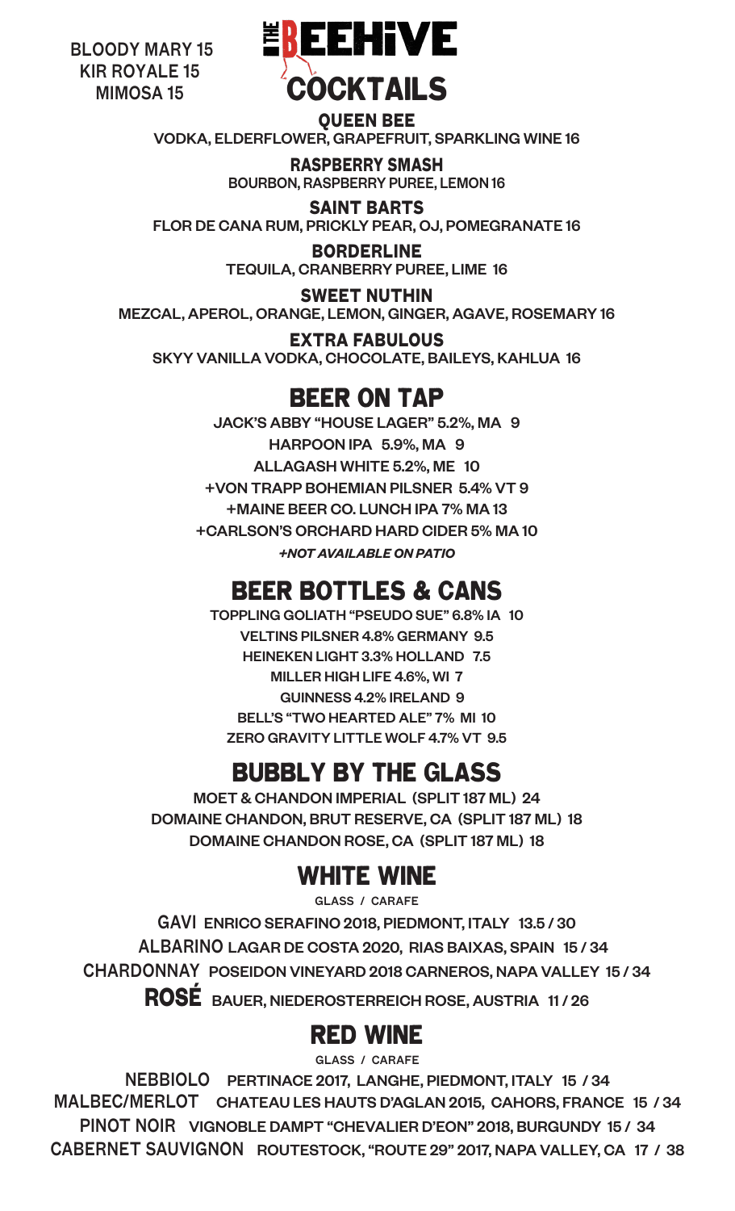BLOODY MARY 15
KIR ROYALE 15
MIMOSA 15

# THE BEEHIVE COCKTAILS

### QUEEN BEE
VODKA, ELDERFLOWER, GRAPEFRUIT, SPARKLING WINE 16

### RASPBERRY SMASH
BOURBON, RASPBERRY PUREE, LEMON 16

### SAINT BARTS
FLOR DE CANA RUM, PRICKLY PEAR, OJ, POMEGRANATE 16

### BORDERLINE
TEQUILA, CRANBERRY PUREE, LIME 16

### SWEET NUTHIN
MEZCAL, APEROL, ORANGE, LEMON, GINGER, AGAVE, ROSEMARY 16

### EXTRA FABULOUS
SKYY VANILLA VODKA, CHOCOLATE, BAILEYS, KAHLUA 16

## BEER ON TAP

JACK'S ABBY "HOUSE LAGER" 5.2%, MA 9
HARPOON IPA 5.9%, MA 9
ALLAGASH WHITE 5.2%, ME 10
+VON TRAPP BOHEMIAN PILSNER 5.4% VT 9
+MAINE BEER CO. LUNCH IPA 7% MA 13
+CARLSON'S ORCHARD HARD CIDER 5% MA 10
*+NOT AVAILABLE ON PATIO*

## BEER BOTTLES & CANS

TOPPLING GOLIATH "PSEUDO SUE" 6.8% IA 10
VELTINS PILSNER 4.8% GERMANY 9.5
HEINEKEN LIGHT 3.3% HOLLAND 7.5
MILLER HIGH LIFE 4.6%, WI 7
GUINNESS 4.2% IRELAND 9
BELL'S "TWO HEARTED ALE" 7% MI 10
ZERO GRAVITY LITTLE WOLF 4.7% VT 9.5

## BUBBLY BY THE GLASS

MOET & CHANDON IMPERIAL (SPLIT 187 ML) 24
DOMAINE CHANDON, BRUT RESERVE, CA (SPLIT 187 ML) 18
DOMAINE CHANDON ROSE, CA (SPLIT 187 ML) 18

## WHITE WINE

GLASS / CARAFE

GAVI ENRICO SERAFINO 2018, PIEDMONT, ITALY 13.5 / 30
ALBARINO LAGAR DE COSTA 2020, RIAS BAIXAS, SPAIN 15 / 34
CHARDONNAY POSEIDON VINEYARD 2018 CARNEROS, NAPA VALLEY 15 / 34
ROSÉ BAUER, NIEDEROSTERREICH ROSE, AUSTRIA 11 / 26

## RED WINE

GLASS / CARAFE

NEBBIOLO PERTINACE 2017, LANGHE, PIEDMONT, ITALY 15 / 34
MALBEC/MERLOT CHATEAU LES HAUTS D'AGLAN 2015, CAHORS, FRANCE 15 / 34
PINOT NOIR VIGNOBLE DAMPT "CHEVALIER D'EON" 2018, BURGUNDY 15 / 34
CABERNET SAUVIGNON ROUTESTOCK, "ROUTE 29" 2017, NAPA VALLEY, CA 17 / 38